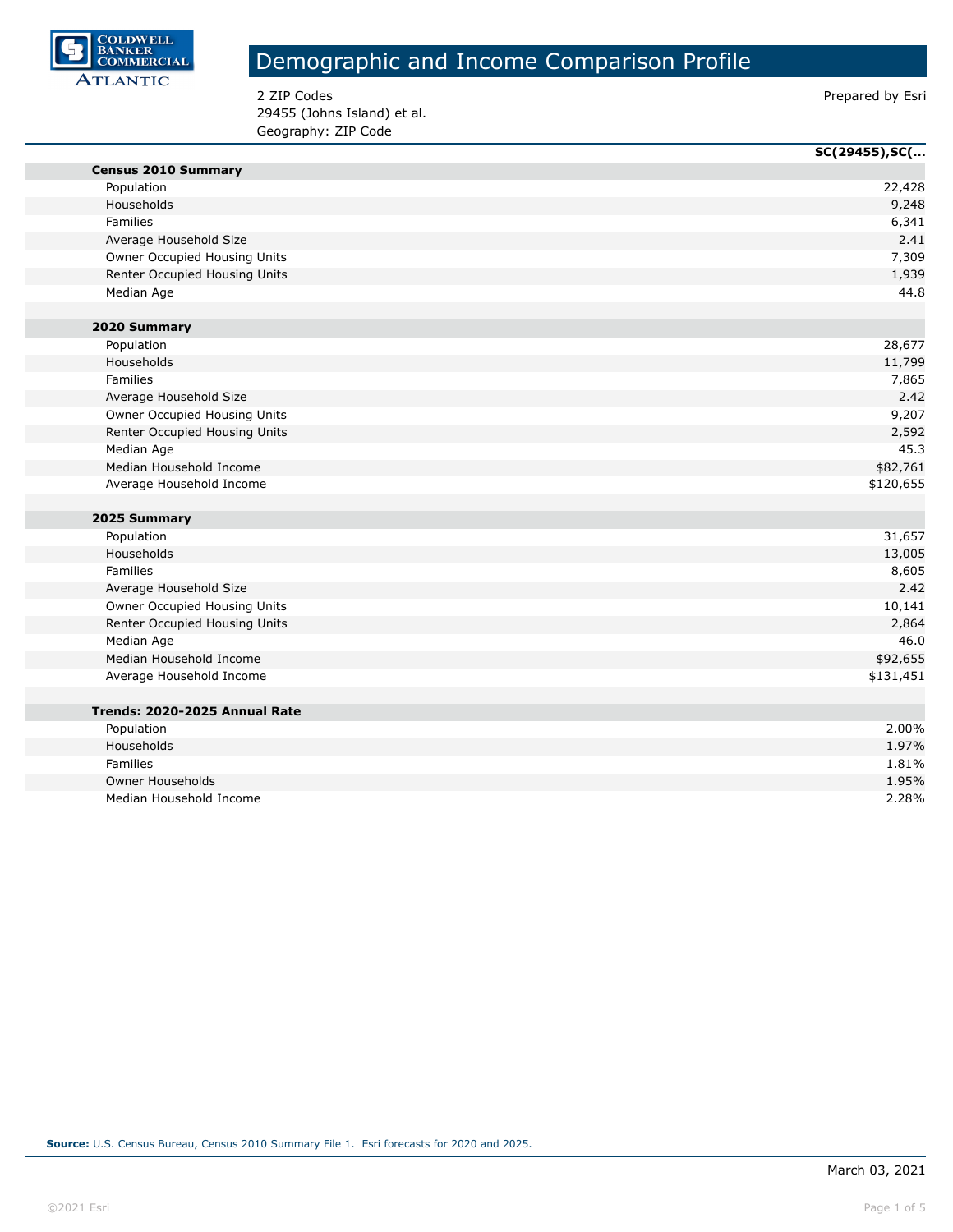COLDWELL BANKER COMMERCIAL ATLANTIC

# Demographic and Income Comparison Profile

2 ZIP Codes
29455 (Johns Island) et al.
Geography: ZIP Code

Prepared by Esri

| | SC(29455),SC(... |
|---|---|
| **Census 2010 Summary** | |
| Population | 22,428 |
| Households | 9,248 |
| Families | 6,341 |
| Average Household Size | 2.41 |
| Owner Occupied Housing Units | 7,309 |
| Renter Occupied Housing Units | 1,939 |
| Median Age | 44.8 |
| **2020 Summary** | |
| Population | 28,677 |
| Households | 11,799 |
| Families | 7,865 |
| Average Household Size | 2.42 |
| Owner Occupied Housing Units | 9,207 |
| Renter Occupied Housing Units | 2,592 |
| Median Age | 45.3 |
| Median Household Income | $82,761 |
| Average Household Income | $120,655 |
| **2025 Summary** | |
| Population | 31,657 |
| Households | 13,005 |
| Families | 8,605 |
| Average Household Size | 2.42 |
| Owner Occupied Housing Units | 10,141 |
| Renter Occupied Housing Units | 2,864 |
| Median Age | 46.0 |
| Median Household Income | $92,655 |
| Average Household Income | $131,451 |
| **Trends: 2020-2025 Annual Rate** | |
| Population | 2.00% |
| Households | 1.97% |
| Families | 1.81% |
| Owner Households | 1.95% |
| Median Household Income | 2.28% |

**Source:** U.S. Census Bureau, Census 2010 Summary File 1. Esri forecasts for 2020 and 2025.

March 03, 2021

©2021 Esri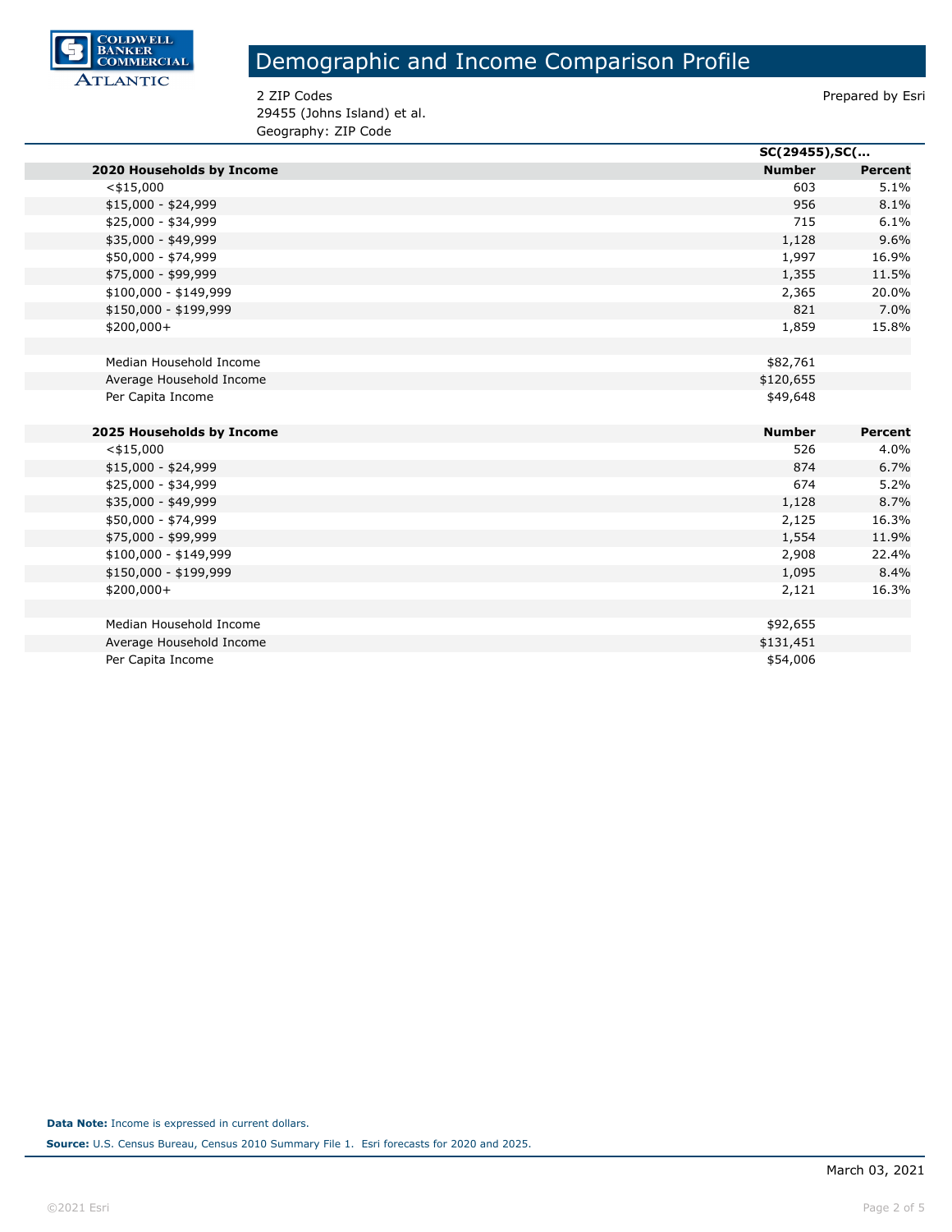# Demographic and Income Comparison Profile

2 ZIP Codes
29455 (Johns Island) et al.
Geography: ZIP Code

Prepared by Esri

| | SC(29455),SC(... | |
|---|---|---|
| **2020 Households by Income** | **Number** | **Percent** |
| <$15,000 | 603 | 5.1% |
| $15,000 - $24,999 | 956 | 8.1% |
| $25,000 - $34,999 | 715 | 6.1% |
| $35,000 - $49,999 | 1,128 | 9.6% |
| $50,000 - $74,999 | 1,997 | 16.9% |
| $75,000 - $99,999 | 1,355 | 11.5% |
| $100,000 - $149,999 | 2,365 | 20.0% |
| $150,000 - $199,999 | 821 | 7.0% |
| $200,000+ | 1,859 | 15.8% |
| | | |
| Median Household Income | $82,761 | |
| Average Household Income | $120,655 | |
| Per Capita Income | $49,648 | |
| | | |
| **2025 Households by Income** | **Number** | **Percent** |
| <$15,000 | 526 | 4.0% |
| $15,000 - $24,999 | 874 | 6.7% |
| $25,000 - $34,999 | 674 | 5.2% |
| $35,000 - $49,999 | 1,128 | 8.7% |
| $50,000 - $74,999 | 2,125 | 16.3% |
| $75,000 - $99,999 | 1,554 | 11.9% |
| $100,000 - $149,999 | 2,908 | 22.4% |
| $150,000 - $199,999 | 1,095 | 8.4% |
| $200,000+ | 2,121 | 16.3% |
| | | |
| Median Household Income | $92,655 | |
| Average Household Income | $131,451 | |
| Per Capita Income | $54,006 | |

**Data Note:** Income is expressed in current dollars.

**Source:** U.S. Census Bureau, Census 2010 Summary File 1. Esri forecasts for 2020 and 2025.

March 03, 2021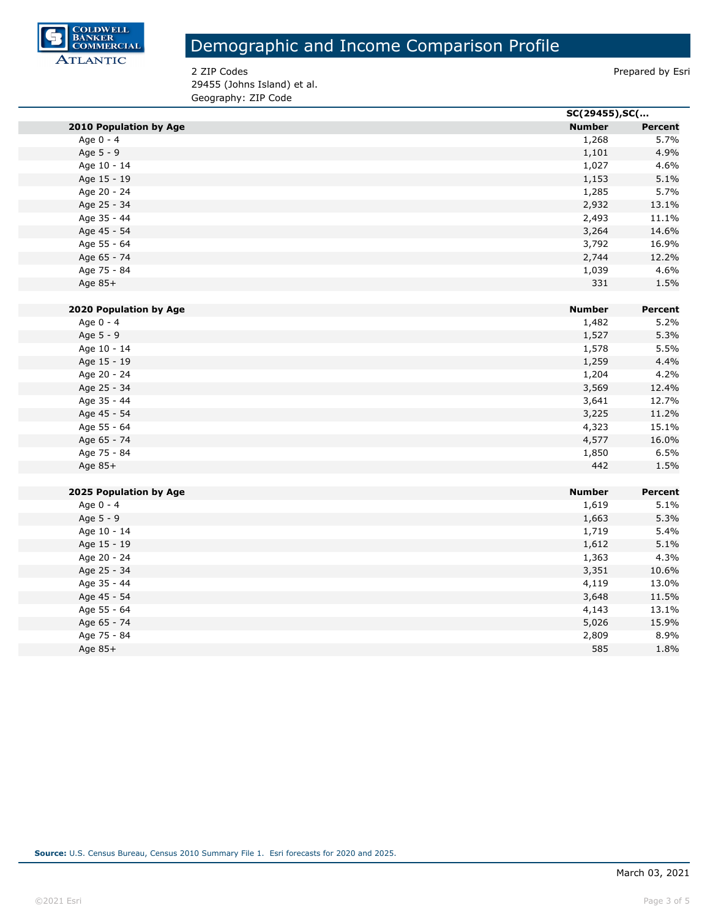# Demographic and Income Comparison Profile

2 ZIP Codes
29455 (Johns Island) et al.
Geography: ZIP Code

Prepared by Esri

| | SC(29455),SC(... | |
|---|---|---|
| **2010 Population by Age** | **Number** | **Percent** |
| Age 0 - 4 | 1,268 | 5.7% |
| Age 5 - 9 | 1,101 | 4.9% |
| Age 10 - 14 | 1,027 | 4.6% |
| Age 15 - 19 | 1,153 | 5.1% |
| Age 20 - 24 | 1,285 | 5.7% |
| Age 25 - 34 | 2,932 | 13.1% |
| Age 35 - 44 | 2,493 | 11.1% |
| Age 45 - 54 | 3,264 | 14.6% |
| Age 55 - 64 | 3,792 | 16.9% |
| Age 65 - 74 | 2,744 | 12.2% |
| Age 75 - 84 | 1,039 | 4.6% |
| Age 85+ | 331 | 1.5% |
| | | |
| **2020 Population by Age** | **Number** | **Percent** |
| Age 0 - 4 | 1,482 | 5.2% |
| Age 5 - 9 | 1,527 | 5.3% |
| Age 10 - 14 | 1,578 | 5.5% |
| Age 15 - 19 | 1,259 | 4.4% |
| Age 20 - 24 | 1,204 | 4.2% |
| Age 25 - 34 | 3,569 | 12.4% |
| Age 35 - 44 | 3,641 | 12.7% |
| Age 45 - 54 | 3,225 | 11.2% |
| Age 55 - 64 | 4,323 | 15.1% |
| Age 65 - 74 | 4,577 | 16.0% |
| Age 75 - 84 | 1,850 | 6.5% |
| Age 85+ | 442 | 1.5% |
| | | |
| **2025 Population by Age** | **Number** | **Percent** |
| Age 0 - 4 | 1,619 | 5.1% |
| Age 5 - 9 | 1,663 | 5.3% |
| Age 10 - 14 | 1,719 | 5.4% |
| Age 15 - 19 | 1,612 | 5.1% |
| Age 20 - 24 | 1,363 | 4.3% |
| Age 25 - 34 | 3,351 | 10.6% |
| Age 35 - 44 | 4,119 | 13.0% |
| Age 45 - 54 | 3,648 | 11.5% |
| Age 55 - 64 | 4,143 | 13.1% |
| Age 65 - 74 | 5,026 | 15.9% |
| Age 75 - 84 | 2,809 | 8.9% |
| Age 85+ | 585 | 1.8% |

**Source:** U.S. Census Bureau, Census 2010 Summary File 1. Esri forecasts for 2020 and 2025.

March 03, 2021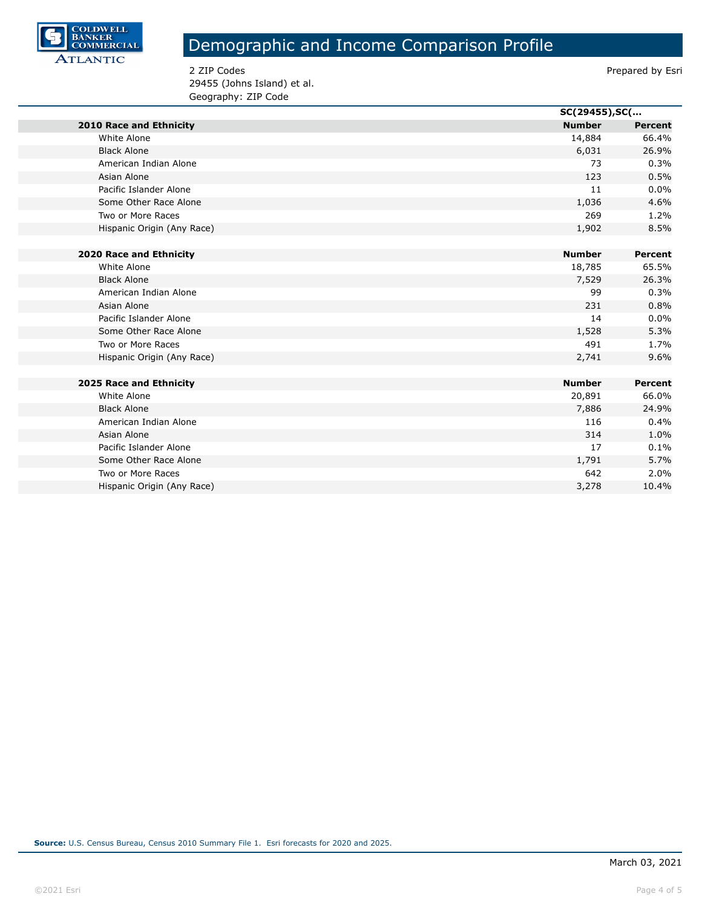# Demographic and Income Comparison Profile

2 ZIP Codes
29455 (Johns Island) et al.
Geography: ZIP Code

Prepared by Esri

| | SC(29455),SC(… | |
|---|---|---|
| **2010 Race and Ethnicity** | **Number** | **Percent** |
| White Alone | 14,884 | 66.4% |
| Black Alone | 6,031 | 26.9% |
| American Indian Alone | 73 | 0.3% |
| Asian Alone | 123 | 0.5% |
| Pacific Islander Alone | 11 | 0.0% |
| Some Other Race Alone | 1,036 | 4.6% |
| Two or More Races | 269 | 1.2% |
| Hispanic Origin (Any Race) | 1,902 | 8.5% |
| | | |
| **2020 Race and Ethnicity** | **Number** | **Percent** |
| White Alone | 18,785 | 65.5% |
| Black Alone | 7,529 | 26.3% |
| American Indian Alone | 99 | 0.3% |
| Asian Alone | 231 | 0.8% |
| Pacific Islander Alone | 14 | 0.0% |
| Some Other Race Alone | 1,528 | 5.3% |
| Two or More Races | 491 | 1.7% |
| Hispanic Origin (Any Race) | 2,741 | 9.6% |
| | | |
| **2025 Race and Ethnicity** | **Number** | **Percent** |
| White Alone | 20,891 | 66.0% |
| Black Alone | 7,886 | 24.9% |
| American Indian Alone | 116 | 0.4% |
| Asian Alone | 314 | 1.0% |
| Pacific Islander Alone | 17 | 0.1% |
| Some Other Race Alone | 1,791 | 5.7% |
| Two or More Races | 642 | 2.0% |
| Hispanic Origin (Any Race) | 3,278 | 10.4% |

**Source:** U.S. Census Bureau, Census 2010 Summary File 1. Esri forecasts for 2020 and 2025.

March 03, 2021

©2021 Esri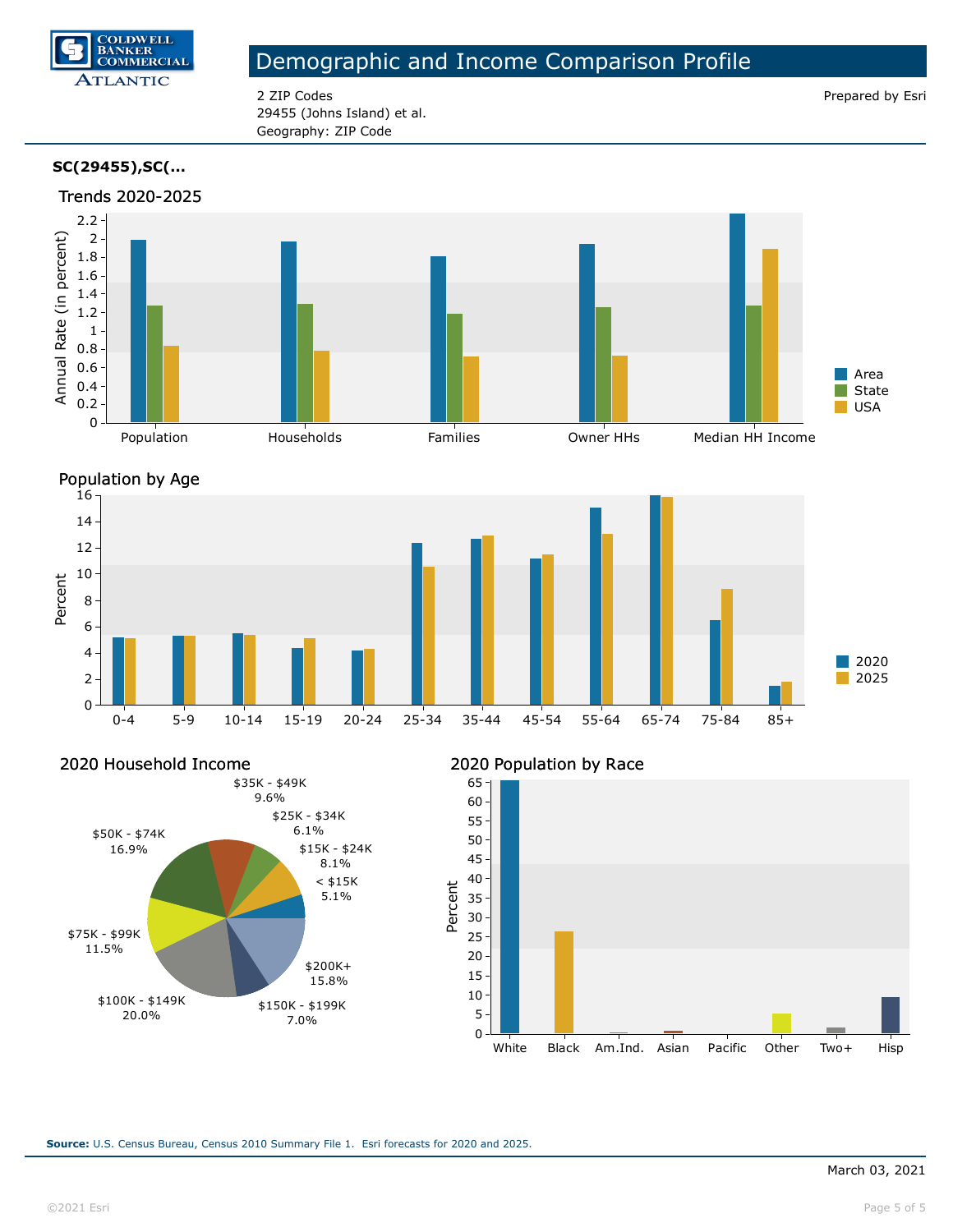COLDWELL BANKER COMMERCIAL ATLANTIC

# Demographic and Income Comparison Profile

2 ZIP Codes
29455 (Johns Island) et al.
Geography: ZIP Code

Prepared by Esri

**SC(29455),SC(...**

## Trends 2020-2025

Annual Rate (in percent)

2.2
2
1.8
1.6
1.4
1.2
1
0.8
0.6
0.4
0.2
0

Population
Households
Families
Owner HHs
Median HH Income

Area
State
USA

## Population by Age

Percent

16
14
12
10
8
6
4
2
0

0-4
5-9
10-14
15-19
20-24
25-34
35-44
45-54
55-64
65-74
75-84
85+

2020
2025

## 2020 Household Income

$35K - $49K
9.6%

$25K - $34K
6.1%

$15K - $24K
8.1%

< $15K
5.1%

$50K - $74K
16.9%

$75K - $99K
11.5%

$100K - $149K
20.0%

$150K - $199K
7.0%

$200K+
15.8%

## 2020 Population by Race

Percent

65
60
55
50
45
40
35
30
25
20
15
10
5
0

White
Black
Am.Ind.
Asian
Pacific
Other
Two+
Hisp

**Source:** U.S. Census Bureau, Census 2010 Summary File 1. Esri forecasts for 2020 and 2025.

March 03, 2021

©2021 Esri